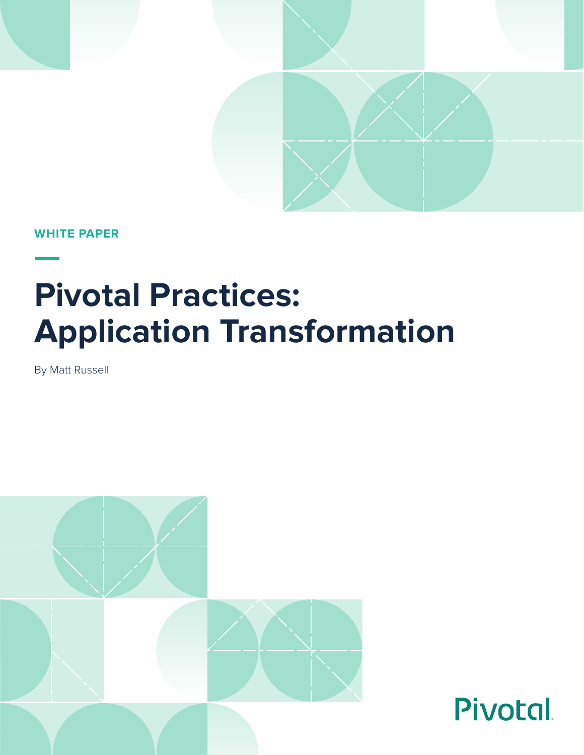WHITE PAPER

# Pivotal Practices: Application Transformation

By Matt Russell

Pivotal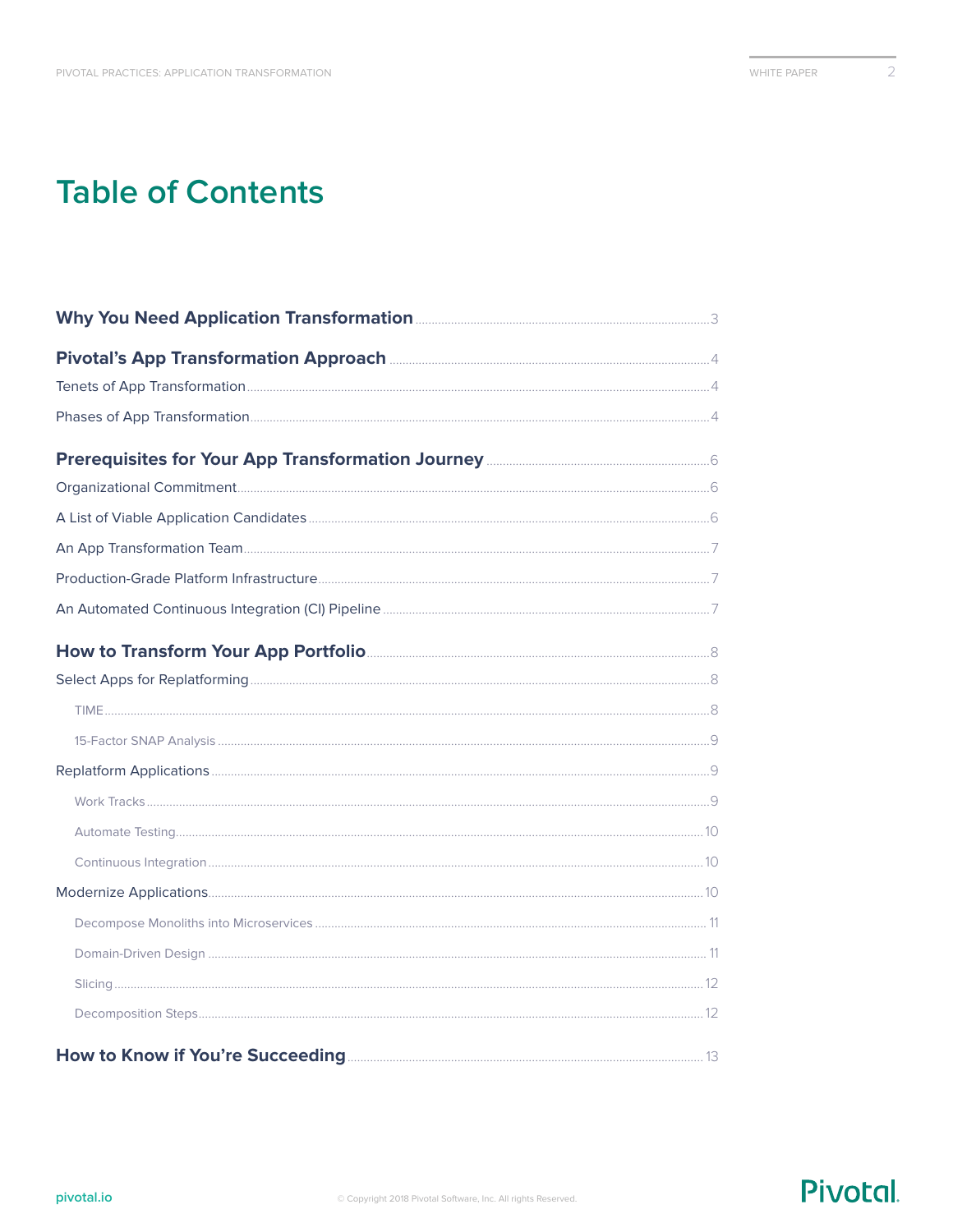# Table of Contents

**Why You Need Application Transformation** ... 3

**Pivotal's App Transformation Approach** ... 4

- Tenets of App Transformation ... 4
- Phases of App Transformation ... 4

**Prerequisites for Your App Transformation Journey** ... 6

- Organizational Commitment ... 6
- A List of Viable Application Candidates ... 6
- An App Transformation Team ... 7
- Production-Grade Platform Infrastructure ... 7
- An Automated Continuous Integration (CI) Pipeline ... 7

**How to Transform Your App Portfolio** ... 8

- Select Apps for Replatforming ... 8
  - TIME ... 8
  - 15-Factor SNAP Analysis ... 9
- Replatform Applications ... 9
  - Work Tracks ... 9
  - Automate Testing ... 10
  - Continuous Integration ... 10
- Modernize Applications ... 10
  - Decompose Monoliths into Microservices ... 11
  - Domain-Driven Design ... 11
  - Slicing ... 12
  - Decomposition Steps ... 12

**How to Know if You're Succeeding** ... 13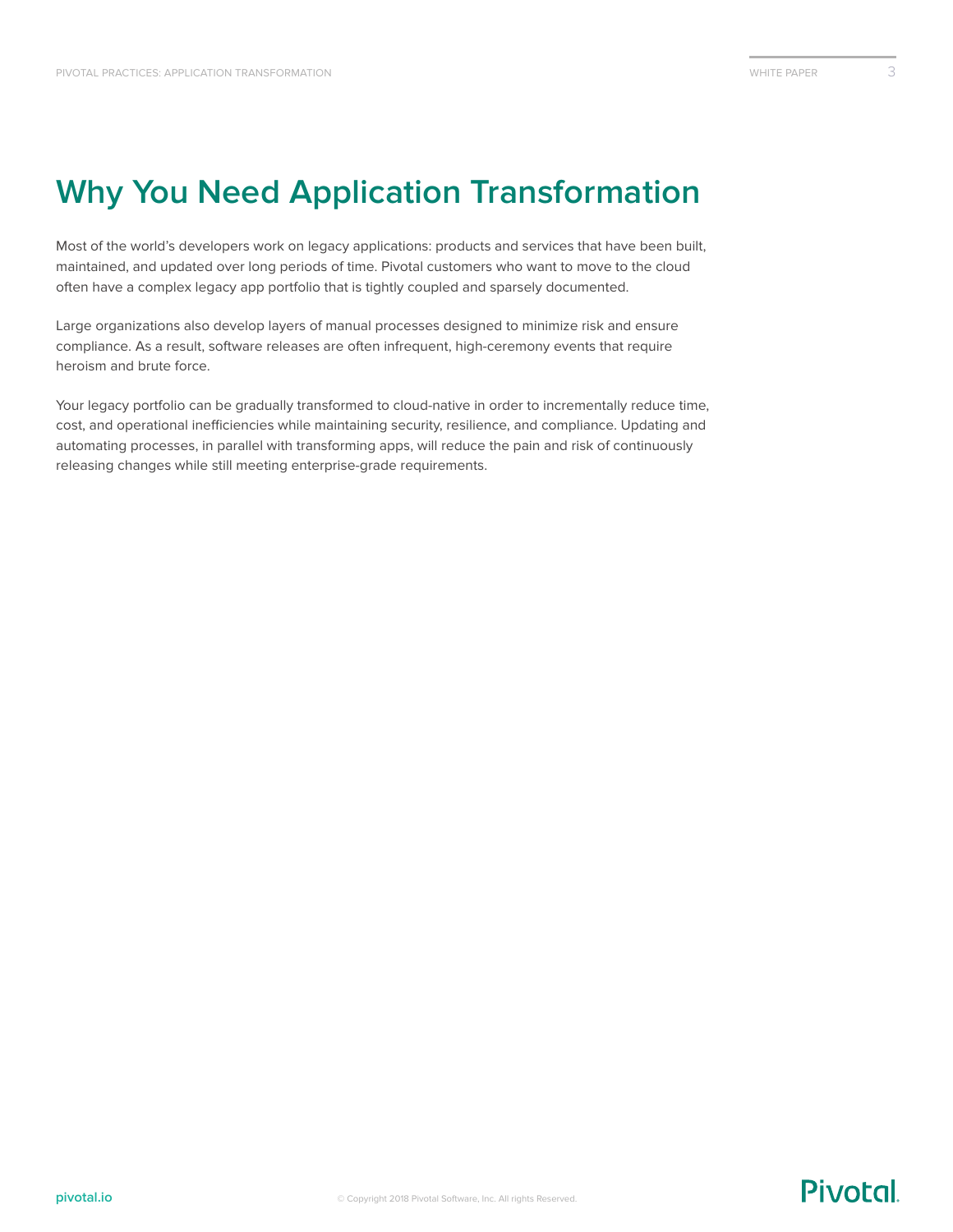# Why You Need Application Transformation

Most of the world's developers work on legacy applications: products and services that have been built, maintained, and updated over long periods of time. Pivotal customers who want to move to the cloud often have a complex legacy app portfolio that is tightly coupled and sparsely documented.

Large organizations also develop layers of manual processes designed to minimize risk and ensure compliance. As a result, software releases are often infrequent, high-ceremony events that require heroism and brute force.

Your legacy portfolio can be gradually transformed to cloud-native in order to incrementally reduce time, cost, and operational inefficiencies while maintaining security, resilience, and compliance. Updating and automating processes, in parallel with transforming apps, will reduce the pain and risk of continuously releasing changes while still meeting enterprise-grade requirements.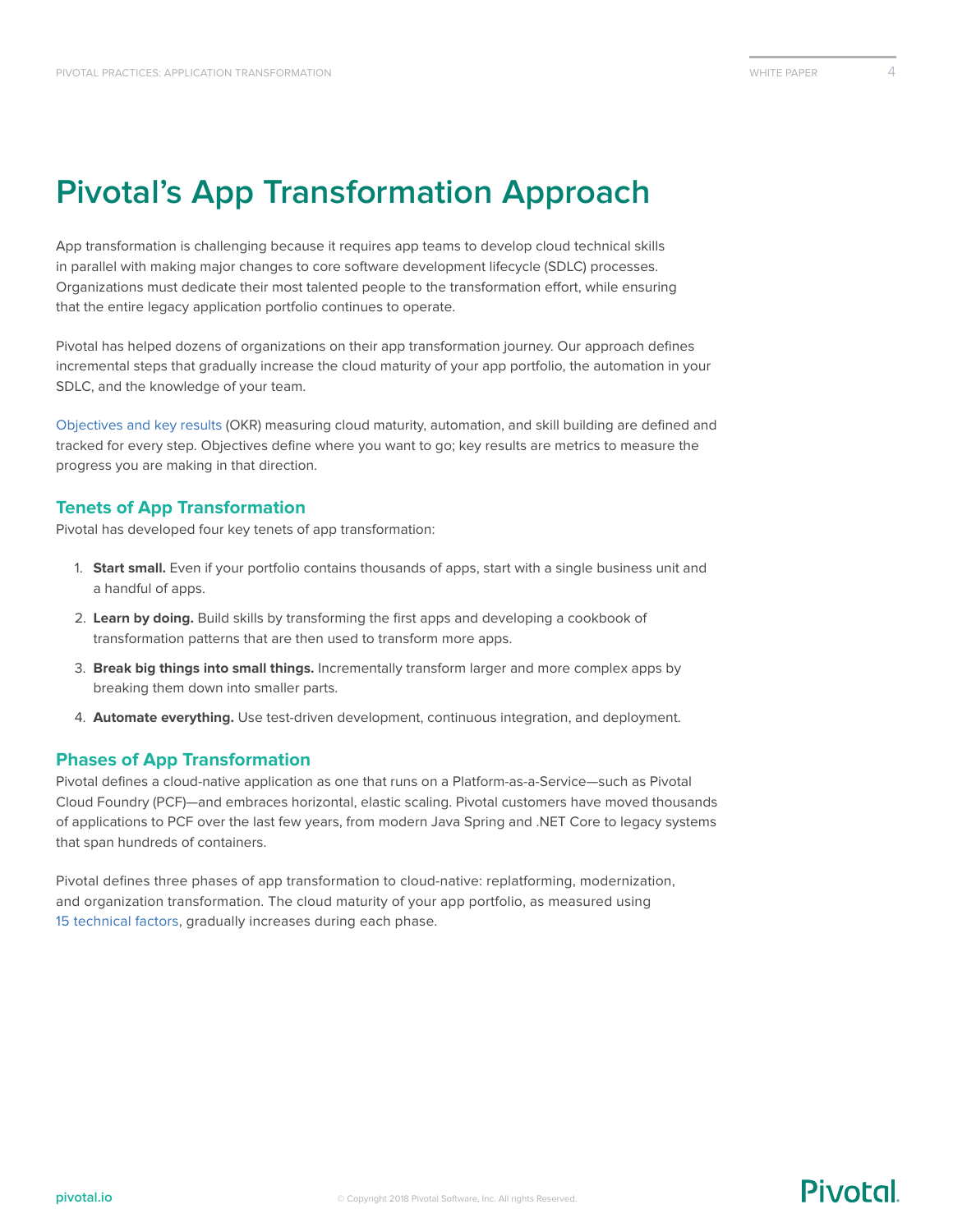# Pivotal's App Transformation Approach

App transformation is challenging because it requires app teams to develop cloud technical skills in parallel with making major changes to core software development lifecycle (SDLC) processes. Organizations must dedicate their most talented people to the transformation effort, while ensuring that the entire legacy application portfolio continues to operate.

Pivotal has helped dozens of organizations on their app transformation journey. Our approach defines incremental steps that gradually increase the cloud maturity of your app portfolio, the automation in your SDLC, and the knowledge of your team.

Objectives and key results (OKR) measuring cloud maturity, automation, and skill building are defined and tracked for every step. Objectives define where you want to go; key results are metrics to measure the progress you are making in that direction.

## Tenets of App Transformation

Pivotal has developed four key tenets of app transformation:

1. **Start small.** Even if your portfolio contains thousands of apps, start with a single business unit and a handful of apps.
2. **Learn by doing.** Build skills by transforming the first apps and developing a cookbook of transformation patterns that are then used to transform more apps.
3. **Break big things into small things.** Incrementally transform larger and more complex apps by breaking them down into smaller parts.
4. **Automate everything.** Use test-driven development, continuous integration, and deployment.

## Phases of App Transformation

Pivotal defines a cloud-native application as one that runs on a Platform-as-a-Service—such as Pivotal Cloud Foundry (PCF)—and embraces horizontal, elastic scaling. Pivotal customers have moved thousands of applications to PCF over the last few years, from modern Java Spring and .NET Core to legacy systems that span hundreds of containers.

Pivotal defines three phases of app transformation to cloud-native: replatforming, modernization, and organization transformation. The cloud maturity of your app portfolio, as measured using 15 technical factors, gradually increases during each phase.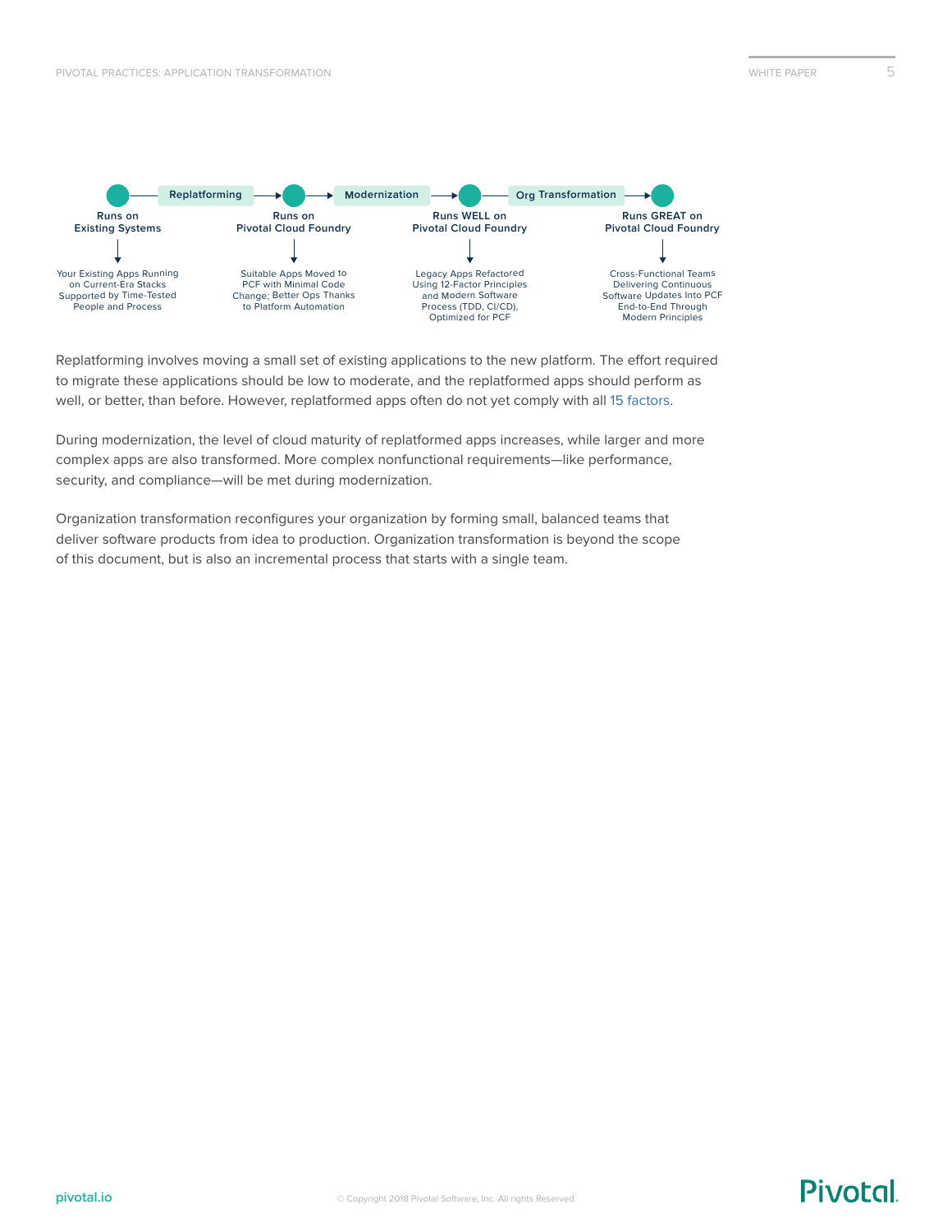| Runs on Existing Systems | Replatforming → | Runs on Pivotal Cloud Foundry | Modernization → | Runs WELL on Pivotal Cloud Foundry | Org Transformation → | Runs GREAT on Pivotal Cloud Foundry |
|---|---|---|---|---|---|---|
| Your Existing Apps Running on Current-Era Stacks Supported by Time-Tested People and Process | | Suitable Apps Moved to PCF with Minimal Code Change; Better Ops Thanks to Platform Automation | | Legacy Apps Refactored Using 12-Factor Principles and Modern Software Process (TDD, CI/CD), Optimized for PCF | | Cross-Functional Teams Delivering Continuous Software Updates Into PCF End-to-End Through Modern Principles |

Replatforming involves moving a small set of existing applications to the new platform. The effort required to migrate these applications should be low to moderate, and the replatformed apps should perform as well, or better, than before. However, replatformed apps often do not yet comply with all 15 factors.

During modernization, the level of cloud maturity of replatformed apps increases, while larger and more complex apps are also transformed. More complex nonfunctional requirements—like performance, security, and compliance—will be met during modernization.

Organization transformation reconfigures your organization by forming small, balanced teams that deliver software products from idea to production. Organization transformation is beyond the scope of this document, but is also an incremental process that starts with a single team.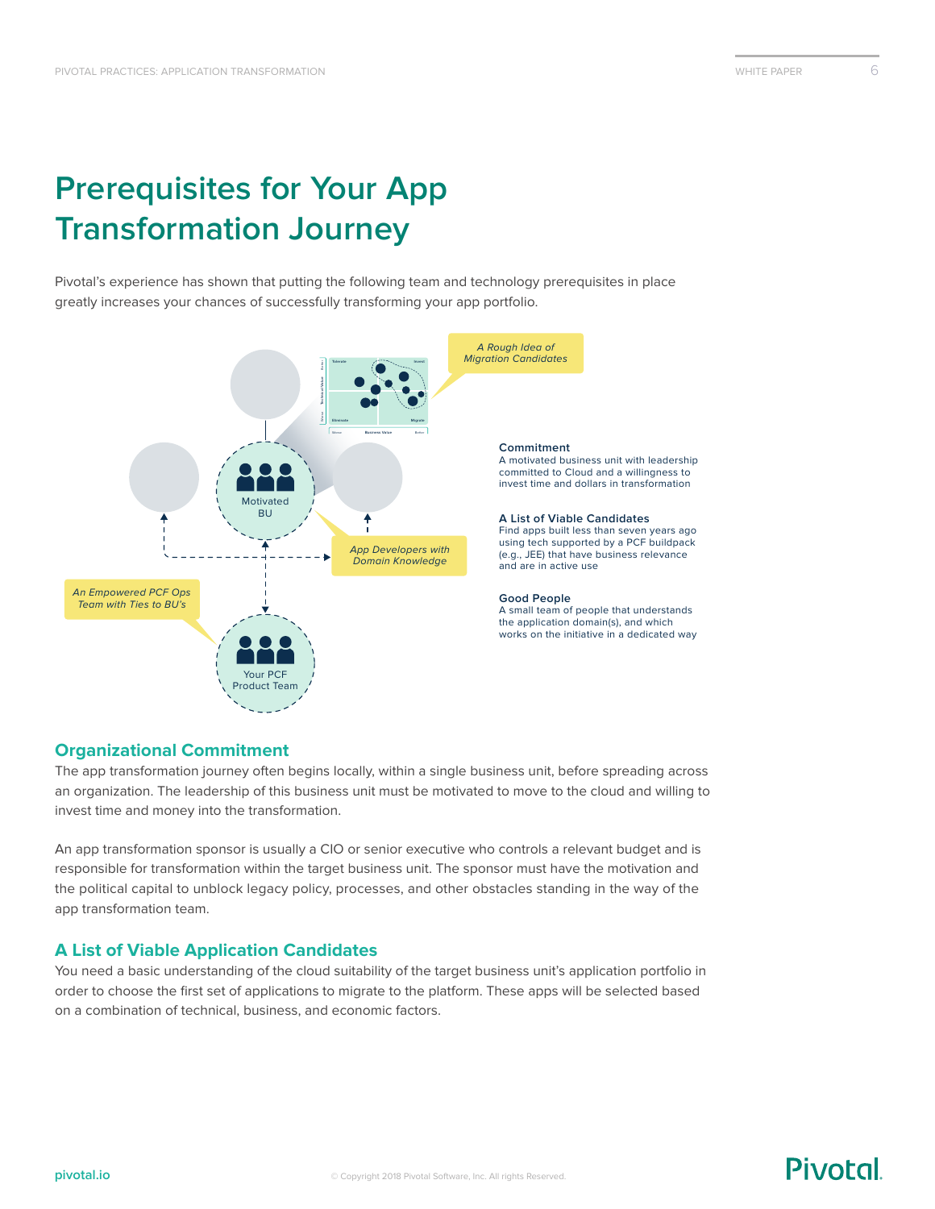# Prerequisites for Your App Transformation Journey

Pivotal's experience has shown that putting the following team and technology prerequisites in place greatly increases your chances of successfully transforming your app portfolio.

*A Rough Idea of Migration Candidates*

Motivated BU

*App Developers with Domain Knowledge*

*An Empowered PCF Ops Team with Ties to BU's*

Your PCF Product Team

**Commitment**
A motivated business unit with leadership committed to Cloud and a willingness to invest time and dollars in transformation

**A List of Viable Candidates**
Find apps built less than seven years ago using tech supported by a PCF buildpack (e.g., JEE) that have business relevance and are in active use

**Good People**
A small team of people that understands the application domain(s), and which works on the initiative in a dedicated way

## Organizational Commitment

The app transformation journey often begins locally, within a single business unit, before spreading across an organization. The leadership of this business unit must be motivated to move to the cloud and willing to invest time and money into the transformation.

An app transformation sponsor is usually a CIO or senior executive who controls a relevant budget and is responsible for transformation within the target business unit. The sponsor must have the motivation and the political capital to unblock legacy policy, processes, and other obstacles standing in the way of the app transformation team.

## A List of Viable Application Candidates

You need a basic understanding of the cloud suitability of the target business unit's application portfolio in order to choose the first set of applications to migrate to the platform. These apps will be selected based on a combination of technical, business, and economic factors.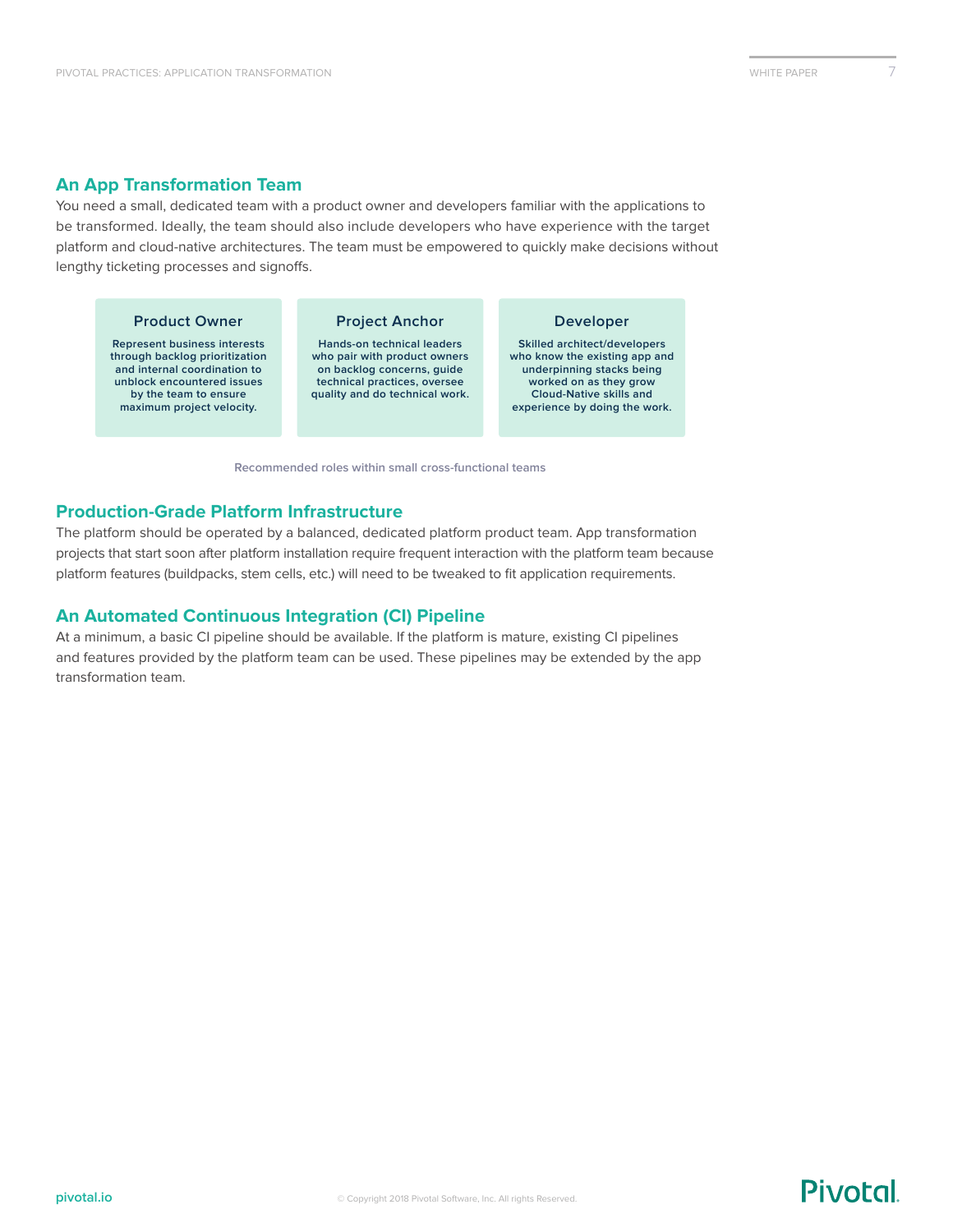## An App Transformation Team

You need a small, dedicated team with a product owner and developers familiar with the applications to be transformed. Ideally, the team should also include developers who have experience with the target platform and cloud-native architectures. The team must be empowered to quickly make decisions without lengthy ticketing processes and signoffs.

| Product Owner | Project Anchor | Developer |
| --- | --- | --- |
| Represent business interests through backlog prioritization and internal coordination to unblock encountered issues by the team to ensure maximum project velocity. | Hands-on technical leaders who pair with product owners on backlog concerns, guide technical practices, oversee quality and do technical work. | Skilled architect/developers who know the existing app and underpinning stacks being worked on as they grow Cloud-Native skills and experience by doing the work. |

Recommended roles within small cross-functional teams

## Production-Grade Platform Infrastructure

The platform should be operated by a balanced, dedicated platform product team. App transformation projects that start soon after platform installation require frequent interaction with the platform team because platform features (buildpacks, stem cells, etc.) will need to be tweaked to fit application requirements.

## An Automated Continuous Integration (CI) Pipeline

At a minimum, a basic CI pipeline should be available. If the platform is mature, existing CI pipelines and features provided by the platform team can be used. These pipelines may be extended by the app transformation team.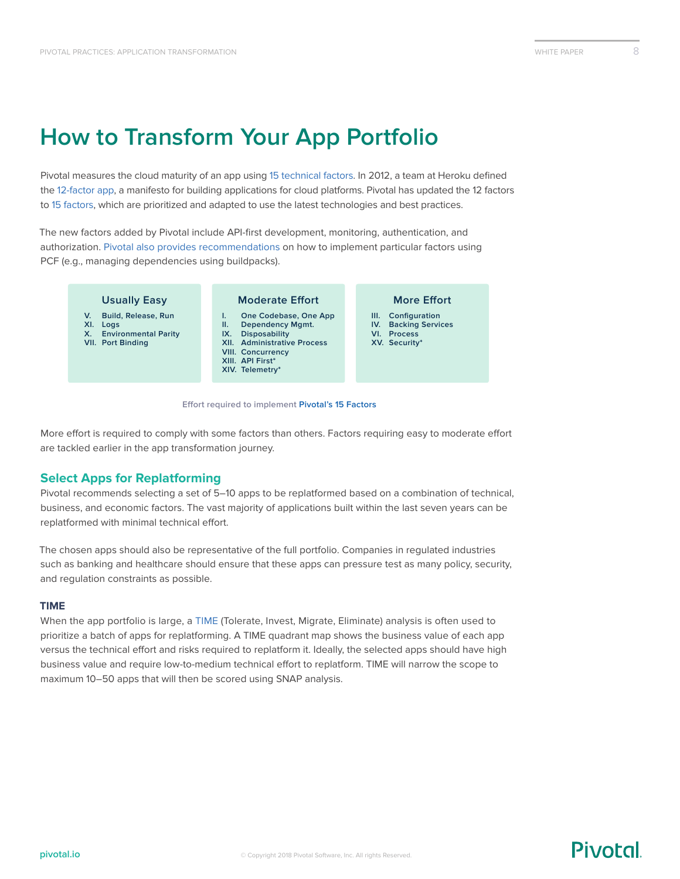# How to Transform Your App Portfolio

Pivotal measures the cloud maturity of an app using 15 technical factors. In 2012, a team at Heroku defined the 12-factor app, a manifesto for building applications for cloud platforms. Pivotal has updated the 12 factors to 15 factors, which are prioritized and adapted to use the latest technologies and best practices.

The new factors added by Pivotal include API-first development, monitoring, authentication, and authorization. Pivotal also provides recommendations on how to implement particular factors using PCF (e.g., managing dependencies using buildpacks).

| Usually Easy | Moderate Effort | More Effort |
|---|---|---|
| V. Build, Release, Run | I. One Codebase, One App | III. Configuration |
| XI. Logs | II. Dependency Mgmt. | IV. Backing Services |
| X. Environmental Parity | IX. Disposability | VI. Process |
| VII. Port Binding | XII. Administrative Process | XV. Security* |
| | VIII. Concurrency | |
| | XIII. API First* | |
| | XIV. Telemetry* | |

Effort required to implement Pivotal's 15 Factors

More effort is required to comply with some factors than others. Factors requiring easy to moderate effort are tackled earlier in the app transformation journey.

## Select Apps for Replatforming

Pivotal recommends selecting a set of 5–10 apps to be replatformed based on a combination of technical, business, and economic factors. The vast majority of applications built within the last seven years can be replatformed with minimal technical effort.

The chosen apps should also be representative of the full portfolio. Companies in regulated industries such as banking and healthcare should ensure that these apps can pressure test as many policy, security, and regulation constraints as possible.

### TIME

When the app portfolio is large, a TIME (Tolerate, Invest, Migrate, Eliminate) analysis is often used to prioritize a batch of apps for replatforming. A TIME quadrant map shows the business value of each app versus the technical effort and risks required to replatform it. Ideally, the selected apps should have high business value and require low-to-medium technical effort to replatform. TIME will narrow the scope to maximum 10–50 apps that will then be scored using SNAP analysis.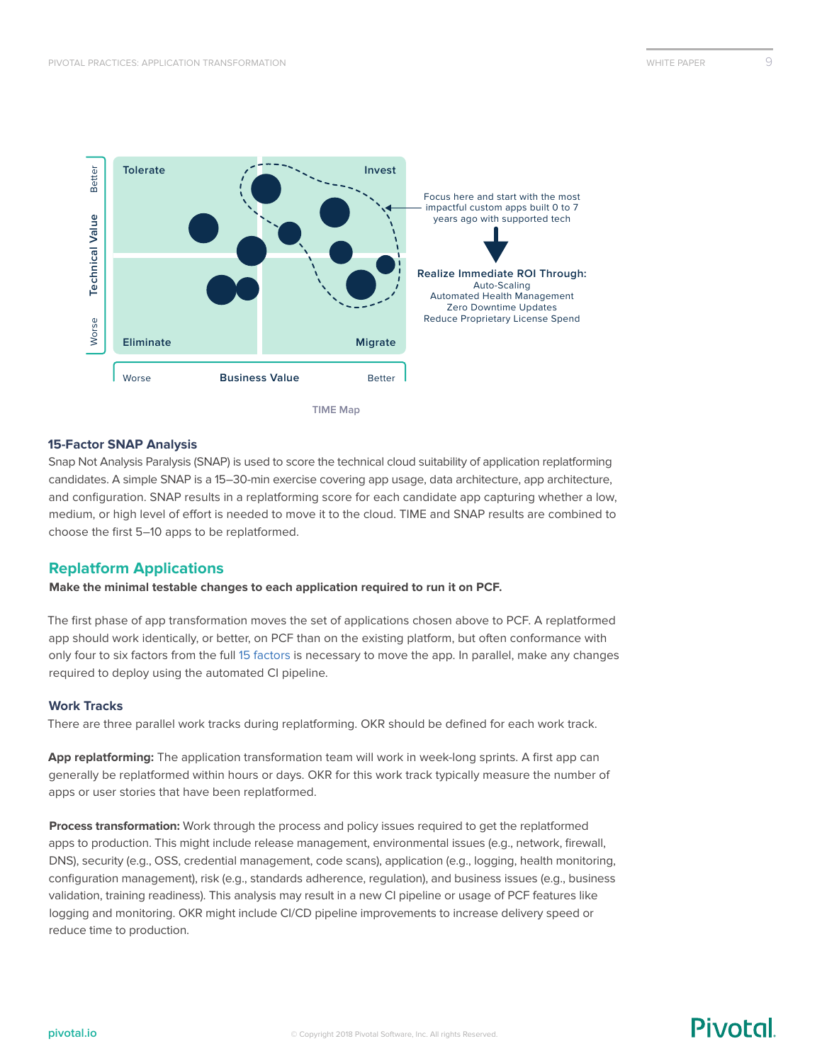Tolerate | Invest
Eliminate | Migrate

Technical Value (Worse → Better)

Business Value (Worse → Better)

Focus here and start with the most impactful custom apps built 0 to 7 years ago with supported tech

**Realize Immediate ROI Through:**
Auto-Scaling
Automated Health Management
Zero Downtime Updates
Reduce Proprietary License Spend

TIME Map

### 15-Factor SNAP Analysis

Snap Not Analysis Paralysis (SNAP) is used to score the technical cloud suitability of application replatforming candidates. A simple SNAP is a 15–30-min exercise covering app usage, data architecture, app architecture, and configuration. SNAP results in a replatforming score for each candidate app capturing whether a low, medium, or high level of effort is needed to move it to the cloud. TIME and SNAP results are combined to choose the first 5–10 apps to be replatformed.

## Replatform Applications

**Make the minimal testable changes to each application required to run it on PCF.**

The first phase of app transformation moves the set of applications chosen above to PCF. A replatformed app should work identically, or better, on PCF than on the existing platform, but often conformance with only four to six factors from the full 15 factors is necessary to move the app. In parallel, make any changes required to deploy using the automated CI pipeline.

### Work Tracks

There are three parallel work tracks during replatforming. OKR should be defined for each work track.

**App replatforming:** The application transformation team will work in week-long sprints. A first app can generally be replatformed within hours or days. OKR for this work track typically measure the number of apps or user stories that have been replatformed.

**Process transformation:** Work through the process and policy issues required to get the replatformed apps to production. This might include release management, environmental issues (e.g., network, firewall, DNS), security (e.g., OSS, credential management, code scans), application (e.g., logging, health monitoring, configuration management), risk (e.g., standards adherence, regulation), and business issues (e.g., business validation, training readiness). This analysis may result in a new CI pipeline or usage of PCF features like logging and monitoring. OKR might include CI/CD pipeline improvements to increase delivery speed or reduce time to production.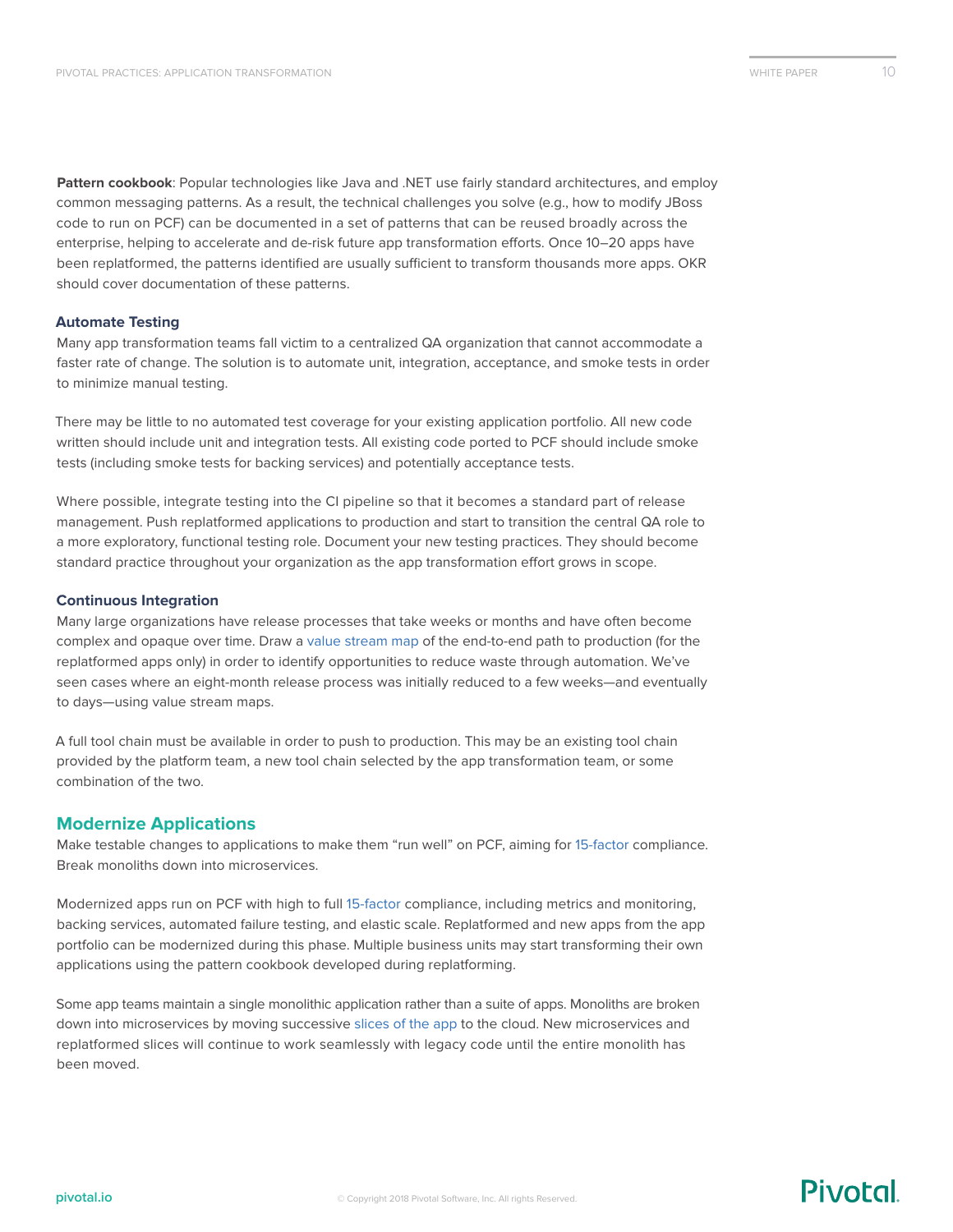**Pattern cookbook**: Popular technologies like Java and .NET use fairly standard architectures, and employ common messaging patterns. As a result, the technical challenges you solve (e.g., how to modify JBoss code to run on PCF) can be documented in a set of patterns that can be reused broadly across the enterprise, helping to accelerate and de-risk future app transformation efforts. Once 10–20 apps have been replatformed, the patterns identified are usually sufficient to transform thousands more apps. OKR should cover documentation of these patterns.

### Automate Testing

Many app transformation teams fall victim to a centralized QA organization that cannot accommodate a faster rate of change. The solution is to automate unit, integration, acceptance, and smoke tests in order to minimize manual testing.

There may be little to no automated test coverage for your existing application portfolio. All new code written should include unit and integration tests. All existing code ported to PCF should include smoke tests (including smoke tests for backing services) and potentially acceptance tests.

Where possible, integrate testing into the CI pipeline so that it becomes a standard part of release management. Push replatformed applications to production and start to transition the central QA role to a more exploratory, functional testing role. Document your new testing practices. They should become standard practice throughout your organization as the app transformation effort grows in scope.

### Continuous Integration

Many large organizations have release processes that take weeks or months and have often become complex and opaque over time. Draw a value stream map of the end-to-end path to production (for the replatformed apps only) in order to identify opportunities to reduce waste through automation. We've seen cases where an eight-month release process was initially reduced to a few weeks—and eventually to days—using value stream maps.

A full tool chain must be available in order to push to production. This may be an existing tool chain provided by the platform team, a new tool chain selected by the app transformation team, or some combination of the two.

## Modernize Applications

Make testable changes to applications to make them "run well" on PCF, aiming for 15-factor compliance. Break monoliths down into microservices.

Modernized apps run on PCF with high to full 15-factor compliance, including metrics and monitoring, backing services, automated failure testing, and elastic scale. Replatformed and new apps from the app portfolio can be modernized during this phase. Multiple business units may start transforming their own applications using the pattern cookbook developed during replatforming.

Some app teams maintain a single monolithic application rather than a suite of apps. Monoliths are broken down into microservices by moving successive slices of the app to the cloud. New microservices and replatformed slices will continue to work seamlessly with legacy code until the entire monolith has been moved.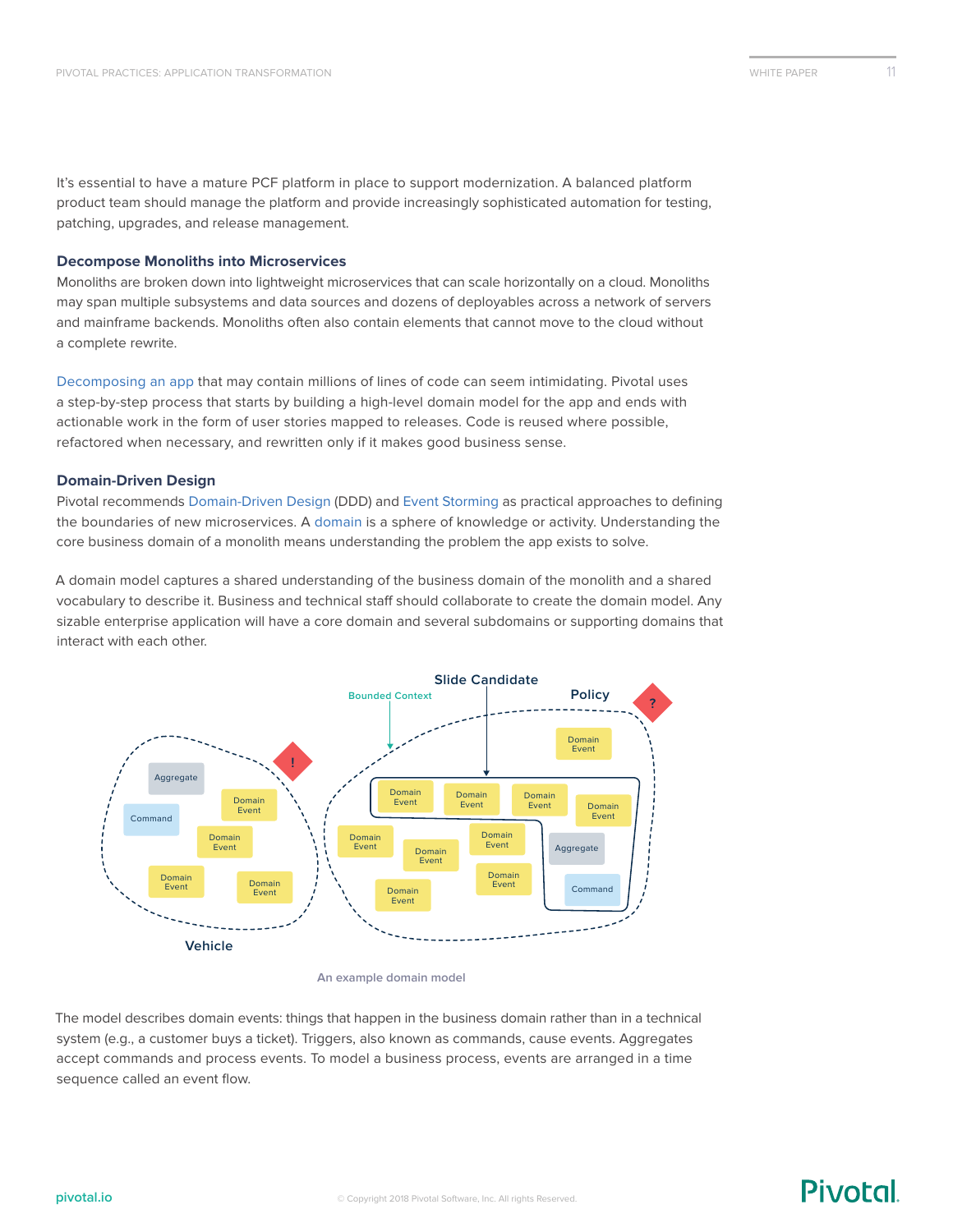It's essential to have a mature PCF platform in place to support modernization. A balanced platform product team should manage the platform and provide increasingly sophisticated automation for testing, patching, upgrades, and release management.

### Decompose Monoliths into Microservices

Monoliths are broken down into lightweight microservices that can scale horizontally on a cloud. Monoliths may span multiple subsystems and data sources and dozens of deployables across a network of servers and mainframe backends. Monoliths often also contain elements that cannot move to the cloud without a complete rewrite.

Decomposing an app that may contain millions of lines of code can seem intimidating. Pivotal uses a step-by-step process that starts by building a high-level domain model for the app and ends with actionable work in the form of user stories mapped to releases. Code is reused where possible, refactored when necessary, and rewritten only if it makes good business sense.

### Domain-Driven Design

Pivotal recommends Domain-Driven Design (DDD) and Event Storming as practical approaches to defining the boundaries of new microservices. A domain is a sphere of knowledge or activity. Understanding the core business domain of a monolith means understanding the problem the app exists to solve.

A domain model captures a shared understanding of the business domain of the monolith and a shared vocabulary to describe it. Business and technical staff should collaborate to create the domain model. Any sizable enterprise application will have a core domain and several subdomains or supporting domains that interact with each other.

An example domain model

The model describes domain events: things that happen in the business domain rather than in a technical system (e.g., a customer buys a ticket). Triggers, also known as commands, cause events. Aggregates accept commands and process events. To model a business process, events are arranged in a time sequence called an event flow.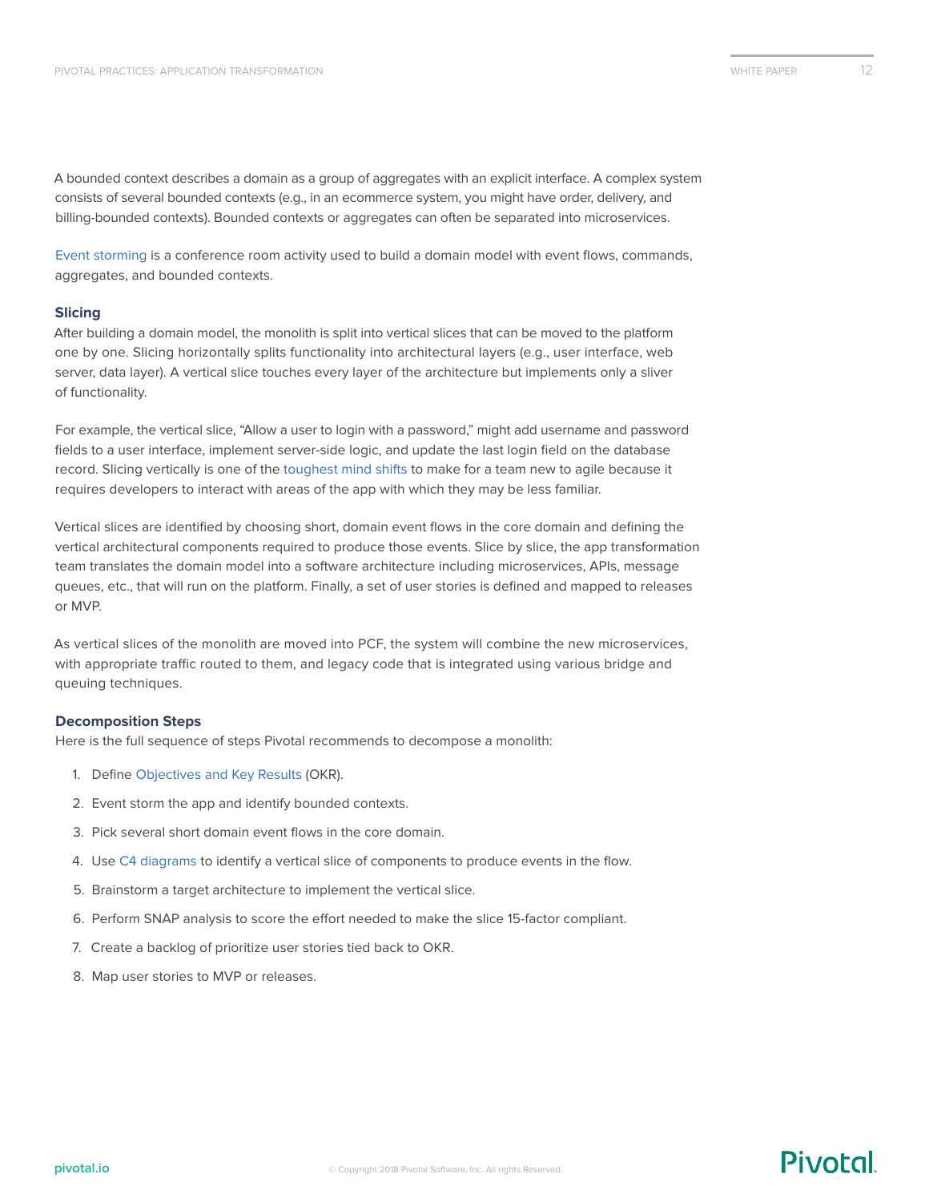A bounded context describes a domain as a group of aggregates with an explicit interface. A complex system consists of several bounded contexts (e.g., in an ecommerce system, you might have order, delivery, and billing-bounded contexts). Bounded contexts or aggregates can often be separated into microservices.

Event storming is a conference room activity used to build a domain model with event flows, commands, aggregates, and bounded contexts.

### Slicing

After building a domain model, the monolith is split into vertical slices that can be moved to the platform one by one. Slicing horizontally splits functionality into architectural layers (e.g., user interface, web server, data layer). A vertical slice touches every layer of the architecture but implements only a sliver of functionality.

For example, the vertical slice, "Allow a user to login with a password," might add username and password fields to a user interface, implement server-side logic, and update the last login field on the database record. Slicing vertically is one of the toughest mind shifts to make for a team new to agile because it requires developers to interact with areas of the app with which they may be less familiar.

Vertical slices are identified by choosing short, domain event flows in the core domain and defining the vertical architectural components required to produce those events. Slice by slice, the app transformation team translates the domain model into a software architecture including microservices, APIs, message queues, etc., that will run on the platform. Finally, a set of user stories is defined and mapped to releases or MVP.

As vertical slices of the monolith are moved into PCF, the system will combine the new microservices, with appropriate traffic routed to them, and legacy code that is integrated using various bridge and queuing techniques.

### Decomposition Steps

Here is the full sequence of steps Pivotal recommends to decompose a monolith:

1. Define Objectives and Key Results (OKR).
2. Event storm the app and identify bounded contexts.
3. Pick several short domain event flows in the core domain.
4. Use C4 diagrams to identify a vertical slice of components to produce events in the flow.
5. Brainstorm a target architecture to implement the vertical slice.
6. Perform SNAP analysis to score the effort needed to make the slice 15-factor compliant.
7. Create a backlog of prioritize user stories tied back to OKR.
8. Map user stories to MVP or releases.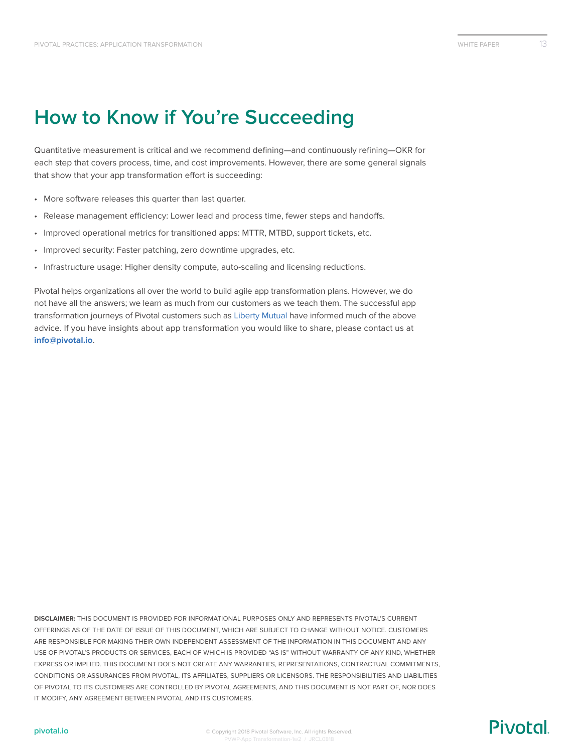# How to Know if You're Succeeding

Quantitative measurement is critical and we recommend defining—and continuously refining—OKR for each step that covers process, time, and cost improvements. However, there are some general signals that show that your app transformation effort is succeeding:

- More software releases this quarter than last quarter.
- Release management efficiency: Lower lead and process time, fewer steps and handoffs.
- Improved operational metrics for transitioned apps: MTTR, MTBD, support tickets, etc.
- Improved security: Faster patching, zero downtime upgrades, etc.
- Infrastructure usage: Higher density compute, auto-scaling and licensing reductions.

Pivotal helps organizations all over the world to build agile app transformation plans. However, we do not have all the answers; we learn as much from our customers as we teach them. The successful app transformation journeys of Pivotal customers such as Liberty Mutual have informed much of the above advice. If you have insights about app transformation you would like to share, please contact us at **info@pivotal.io**.

**DISCLAIMER:** THIS DOCUMENT IS PROVIDED FOR INFORMATIONAL PURPOSES ONLY AND REPRESENTS PIVOTAL'S CURRENT OFFERINGS AS OF THE DATE OF ISSUE OF THIS DOCUMENT, WHICH ARE SUBJECT TO CHANGE WITHOUT NOTICE. CUSTOMERS ARE RESPONSIBLE FOR MAKING THEIR OWN INDEPENDENT ASSESSMENT OF THE INFORMATION IN THIS DOCUMENT AND ANY USE OF PIVOTAL'S PRODUCTS OR SERVICES, EACH OF WHICH IS PROVIDED "AS IS" WITHOUT WARRANTY OF ANY KIND, WHETHER EXPRESS OR IMPLIED. THIS DOCUMENT DOES NOT CREATE ANY WARRANTIES, REPRESENTATIONS, CONTRACTUAL COMMITMENTS, CONDITIONS OR ASSURANCES FROM PIVOTAL, ITS AFFILIATES, SUPPLIERS OR LICENSORS. THE RESPONSIBILITIES AND LIABILITIES OF PIVOTAL TO ITS CUSTOMERS ARE CONTROLLED BY PIVOTAL AGREEMENTS, AND THIS DOCUMENT IS NOT PART OF, NOR DOES IT MODIFY, ANY AGREEMENT BETWEEN PIVOTAL AND ITS CUSTOMERS.

pivotal.io

© Copyright 2018 Pivotal Software, Inc. All rights Reserved.
PVWP-App Transformation-1w2 / JRCL0818